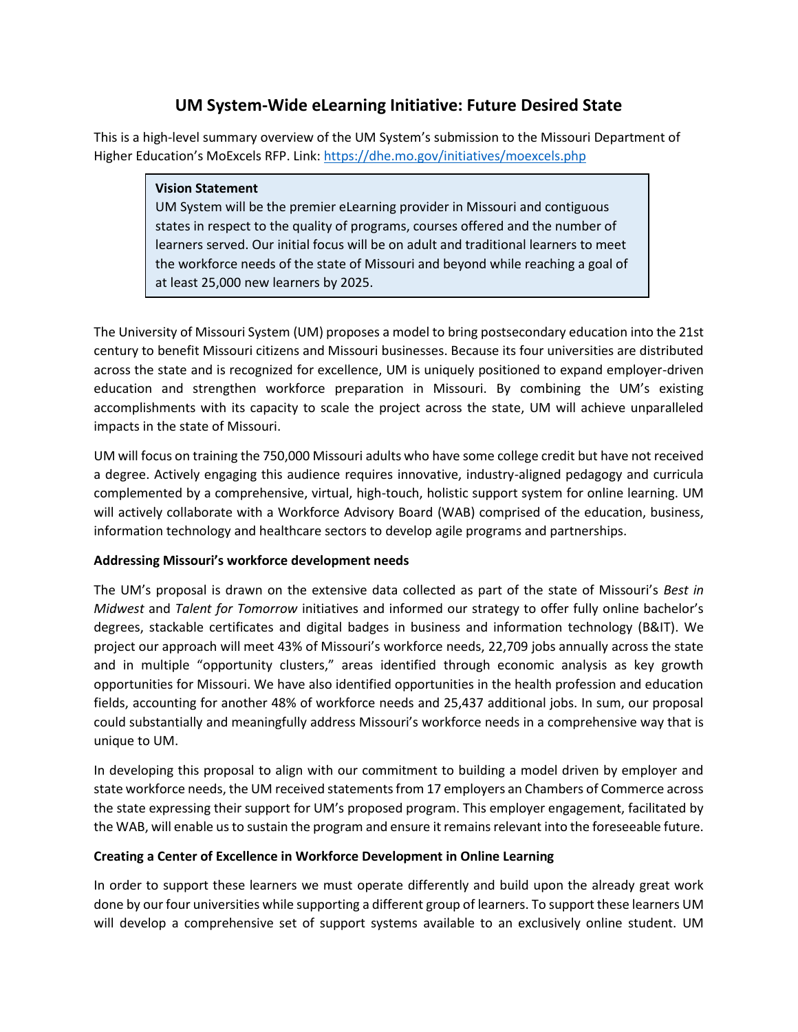# UM System-Wide eLearning Initiative: Future Desired State

This is a high-level summary overview of the UM System's submission to the Missouri Department of Higher Education's MoExcels RFP. Link: [https://dhe.mo.gov/initiatives/moexcels.php](https://dhe.mo.gov/initiatives/moexcels.php)

> **Vision Statement**
> UM System will be the premier eLearning provider in Missouri and contiguous states in respect to the quality of programs, courses offered and the number of learners served. Our initial focus will be on adult and traditional learners to meet the workforce needs of the state of Missouri and beyond while reaching a goal of at least 25,000 new learners by 2025.

The University of Missouri System (UM) proposes a model to bring postsecondary education into the 21st century to benefit Missouri citizens and Missouri businesses. Because its four universities are distributed across the state and is recognized for excellence, UM is uniquely positioned to expand employer-driven education and strengthen workforce preparation in Missouri. By combining the UM's existing accomplishments with its capacity to scale the project across the state, UM will achieve unparalleled impacts in the state of Missouri.

UM will focus on training the 750,000 Missouri adults who have some college credit but have not received a degree. Actively engaging this audience requires innovative, industry-aligned pedagogy and curricula complemented by a comprehensive, virtual, high-touch, holistic support system for online learning. UM will actively collaborate with a Workforce Advisory Board (WAB) comprised of the education, business, information technology and healthcare sectors to develop agile programs and partnerships.

**Addressing Missouri's workforce development needs**

The UM's proposal is drawn on the extensive data collected as part of the state of Missouri's *Best in Midwest* and *Talent for Tomorrow* initiatives and informed our strategy to offer fully online bachelor's degrees, stackable certificates and digital badges in business and information technology (B&IT). We project our approach will meet 43% of Missouri's workforce needs, 22,709 jobs annually across the state and in multiple "opportunity clusters," areas identified through economic analysis as key growth opportunities for Missouri. We have also identified opportunities in the health profession and education fields, accounting for another 48% of workforce needs and 25,437 additional jobs. In sum, our proposal could substantially and meaningfully address Missouri's workforce needs in a comprehensive way that is unique to UM.

In developing this proposal to align with our commitment to building a model driven by employer and state workforce needs, the UM received statements from 17 employers an Chambers of Commerce across the state expressing their support for UM's proposed program. This employer engagement, facilitated by the WAB, will enable us to sustain the program and ensure it remains relevant into the foreseeable future.

**Creating a Center of Excellence in Workforce Development in Online Learning**

In order to support these learners we must operate differently and build upon the already great work done by our four universities while supporting a different group of learners. To support these learners UM will develop a comprehensive set of support systems available to an exclusively online student. UM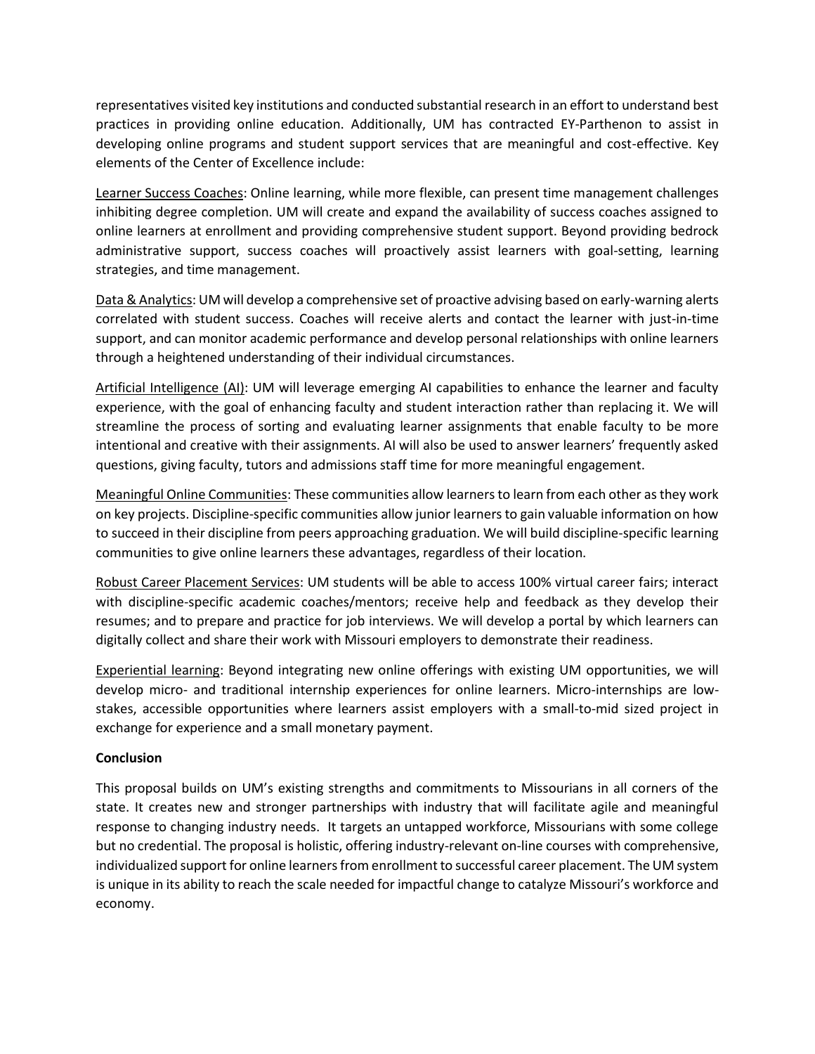representatives visited key institutions and conducted substantial research in an effort to understand best practices in providing online education. Additionally, UM has contracted EY-Parthenon to assist in developing online programs and student support services that are meaningful and cost-effective. Key elements of the Center of Excellence include:

Learner Success Coaches: Online learning, while more flexible, can present time management challenges inhibiting degree completion. UM will create and expand the availability of success coaches assigned to online learners at enrollment and providing comprehensive student support. Beyond providing bedrock administrative support, success coaches will proactively assist learners with goal-setting, learning strategies, and time management.

Data & Analytics: UM will develop a comprehensive set of proactive advising based on early-warning alerts correlated with student success. Coaches will receive alerts and contact the learner with just-in-time support, and can monitor academic performance and develop personal relationships with online learners through a heightened understanding of their individual circumstances.

Artificial Intelligence (AI): UM will leverage emerging AI capabilities to enhance the learner and faculty experience, with the goal of enhancing faculty and student interaction rather than replacing it. We will streamline the process of sorting and evaluating learner assignments that enable faculty to be more intentional and creative with their assignments. AI will also be used to answer learners' frequently asked questions, giving faculty, tutors and admissions staff time for more meaningful engagement.

Meaningful Online Communities: These communities allow learners to learn from each other as they work on key projects. Discipline-specific communities allow junior learners to gain valuable information on how to succeed in their discipline from peers approaching graduation. We will build discipline-specific learning communities to give online learners these advantages, regardless of their location.

Robust Career Placement Services: UM students will be able to access 100% virtual career fairs; interact with discipline-specific academic coaches/mentors; receive help and feedback as they develop their resumes; and to prepare and practice for job interviews. We will develop a portal by which learners can digitally collect and share their work with Missouri employers to demonstrate their readiness.

Experiential learning: Beyond integrating new online offerings with existing UM opportunities, we will develop micro- and traditional internship experiences for online learners. Micro-internships are low-stakes, accessible opportunities where learners assist employers with a small-to-mid sized project in exchange for experience and a small monetary payment.

**Conclusion**

This proposal builds on UM's existing strengths and commitments to Missourians in all corners of the state. It creates new and stronger partnerships with industry that will facilitate agile and meaningful response to changing industry needs. It targets an untapped workforce, Missourians with some college but no credential. The proposal is holistic, offering industry-relevant on-line courses with comprehensive, individualized support for online learners from enrollment to successful career placement. The UM system is unique in its ability to reach the scale needed for impactful change to catalyze Missouri's workforce and economy.